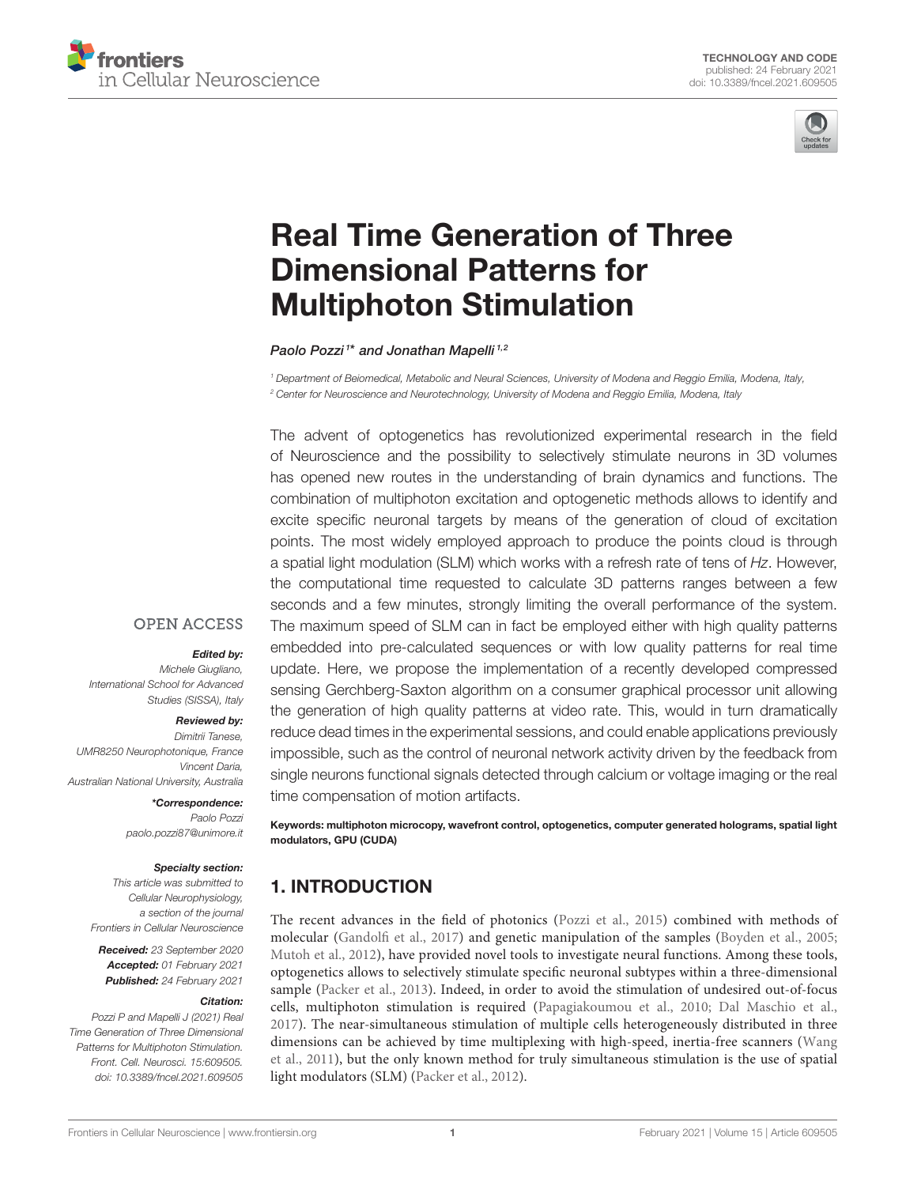TECHNOLOGY AND CODE
published: 24 February 2021
doi: 10.3389/fncel.2021.609505

# Real Time Generation of Three Dimensional Patterns for Multiphoton Stimulation

*Paolo Pozzi[1]* and Jonathan Mapelli[1,2]*

[1] Department of Biomedical, Metabolic and Neural Sciences, University of Modena and Reggio Emilia, Modena, Italy,
[2] Center for Neuroscience and Neurotechnology, University of Modena and Reggio Emilia, Modena, Italy

The advent of optogenetics has revolutionized experimental research in the field of Neuroscience and the possibility to selectively stimulate neurons in 3D volumes has opened new routes in the understanding of brain dynamics and functions. The combination of multiphoton excitation and optogenetic methods allows to identify and excite specific neuronal targets by means of the generation of cloud of excitation points. The most widely employed approach to produce the points cloud is through a spatial light modulation (SLM) which works with a refresh rate of tens of *Hz*. However, the computational time requested to calculate 3D patterns ranges between a few seconds and a few minutes, strongly limiting the overall performance of the system. The maximum speed of SLM can in fact be employed either with high quality patterns embedded into pre-calculated sequences or with low quality patterns for real time update. Here, we propose the implementation of a recently developed compressed sensing Gerchberg-Saxton algorithm on a consumer graphical processor unit allowing the generation of high quality patterns at video rate. This, would in turn dramatically reduce dead times in the experimental sessions, and could enable applications previously impossible, such as the control of neuronal network activity driven by the feedback from single neurons functional signals detected through calcium or voltage imaging or the real time compensation of motion artifacts.

**Keywords: multiphoton microcopy, wavefront control, optogenetics, computer generated holograms, spatial light modulators, GPU (CUDA)**

OPEN ACCESS

***Edited by:***
*Michele Giugliano,*
*International School for Advanced Studies (SISSA), Italy*

***Reviewed by:***
*Dimitrii Tanese,*
*UMR8250 Neurophotonique, France*
*Vincent Daria,*
*Australian National University, Australia*

***\*Correspondence:***
*Paolo Pozzi*
*paolo.pozzi87@unimore.it*

***Specialty section:***
*This article was submitted to Cellular Neurophysiology, a section of the journal Frontiers in Cellular Neuroscience*

***Received:*** *23 September 2020*
***Accepted:*** *01 February 2021*
***Published:*** *24 February 2021*

***Citation:***
*Pozzi P and Mapelli J (2021) Real Time Generation of Three Dimensional Patterns for Multiphoton Stimulation. Front. Cell. Neurosci. 15:609505. doi: 10.3389/fncel.2021.609505*

## 1. INTRODUCTION

The recent advances in the field of photonics (Pozzi et al., 2015) combined with methods of molecular (Gandolfi et al., 2017) and genetic manipulation of the samples (Boyden et al., 2005; Mutoh et al., 2012), have provided novel tools to investigate neural functions. Among these tools, optogenetics allows to selectively stimulate specific neuronal subtypes within a three-dimensional sample (Packer et al., 2013). Indeed, in order to avoid the stimulation of undesired out-of-focus cells, multiphoton stimulation is required (Papagiakoumou et al., 2010; Dal Maschio et al., 2017). The near-simultaneous stimulation of multiple cells heterogeneously distributed in three dimensions can be achieved by time multiplexing with high-speed, inertia-free scanners (Wang et al., 2011), but the only known method for truly simultaneous stimulation is the use of spatial light modulators (SLM) (Packer et al., 2012).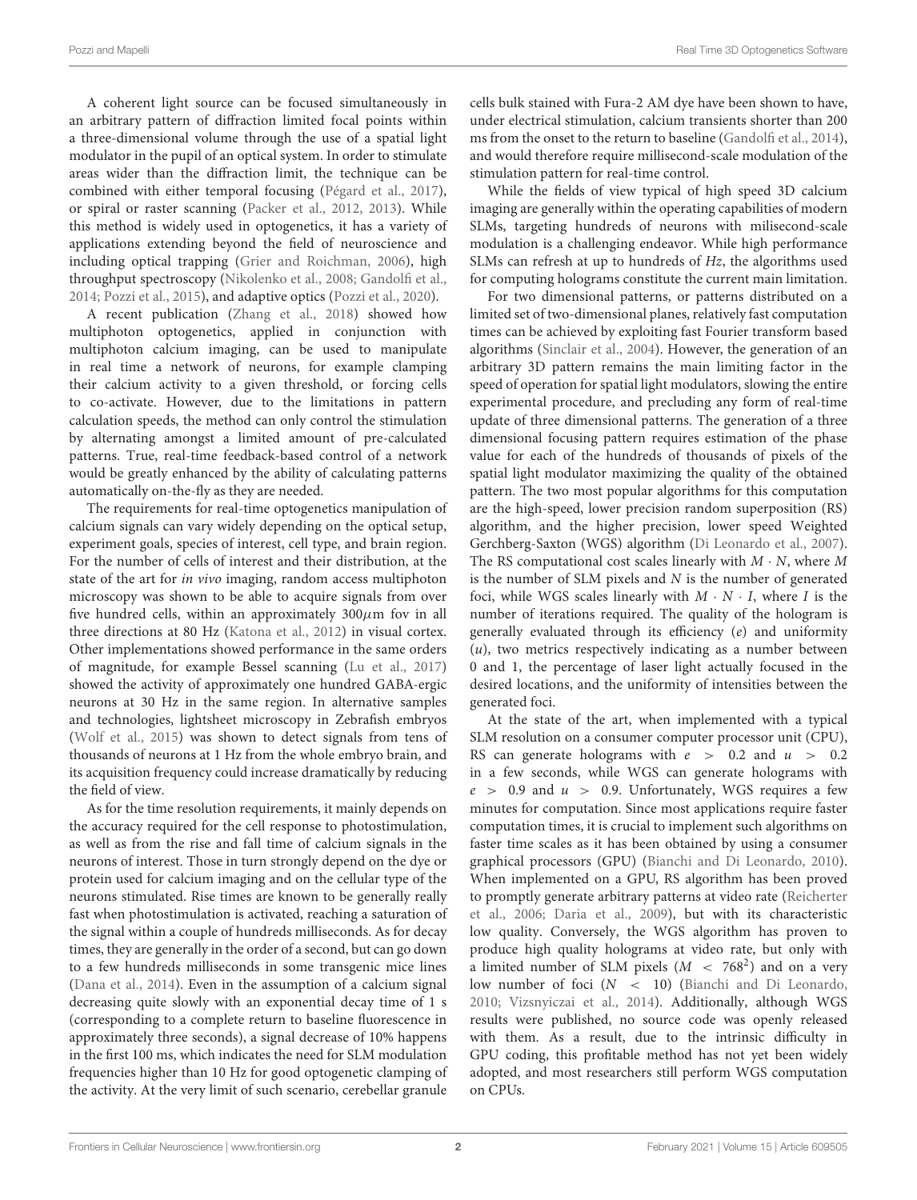A coherent light source can be focused simultaneously in an arbitrary pattern of diffraction limited focal points within a three-dimensional volume through the use of a spatial light modulator in the pupil of an optical system. In order to stimulate areas wider than the diffraction limit, the technique can be combined with either temporal focusing (Pégard et al., 2017), or spiral or raster scanning (Packer et al., 2012, 2013). While this method is widely used in optogenetics, it has a variety of applications extending beyond the field of neuroscience and including optical trapping (Grier and Roichman, 2006), high throughput spectroscopy (Nikolenko et al., 2008; Gandolfi et al., 2014; Pozzi et al., 2015), and adaptive optics (Pozzi et al., 2020).

A recent publication (Zhang et al., 2018) showed how multiphoton optogenetics, applied in conjunction with multiphoton calcium imaging, can be used to manipulate in real time a network of neurons, for example clamping their calcium activity to a given threshold, or forcing cells to co-activate. However, due to the limitations in pattern calculation speeds, the method can only control the stimulation by alternating amongst a limited amount of pre-calculated patterns. True, real-time feedback-based control of a network would be greatly enhanced by the ability of calculating patterns automatically on-the-fly as they are needed.

The requirements for real-time optogenetics manipulation of calcium signals can vary widely depending on the optical setup, experiment goals, species of interest, cell type, and brain region. For the number of cells of interest and their distribution, at the state of the art for *in vivo* imaging, random access multiphoton microscopy was shown to be able to acquire signals from over five hundred cells, within an approximately $300\mu$m fov in all three directions at 80 Hz (Katona et al., 2012) in visual cortex. Other implementations showed performance in the same orders of magnitude, for example Bessel scanning (Lu et al., 2017) showed the activity of approximately one hundred GABA-ergic neurons at 30 Hz in the same region. In alternative samples and technologies, lightsheet microscopy in Zebrafish embryos (Wolf et al., 2015) was shown to detect signals from tens of thousands of neurons at 1 Hz from the whole embryo brain, and its acquisition frequency could increase dramatically by reducing the field of view.

As for the time resolution requirements, it mainly depends on the accuracy required for the cell response to photostimulation, as well as from the rise and fall time of calcium signals in the neurons of interest. Those in turn strongly depend on the dye or protein used for calcium imaging and on the cellular type of the neurons stimulated. Rise times are known to be generally really fast when photostimulation is activated, reaching a saturation of the signal within a couple of hundreds milliseconds. As for decay times, they are generally in the order of a second, but can go down to a few hundreds milliseconds in some transgenic mice lines (Dana et al., 2014). Even in the assumption of a calcium signal decreasing quite slowly with an exponential decay time of 1 s (corresponding to a complete return to baseline fluorescence in approximately three seconds), a signal decrease of 10% happens in the first 100 ms, which indicates the need for SLM modulation frequencies higher than 10 Hz for good optogenetic clamping of the activity. At the very limit of such scenario, cerebellar granule cells bulk stained with Fura-2 AM dye have been shown to have, under electrical stimulation, calcium transients shorter than 200 ms from the onset to the return to baseline (Gandolfi et al., 2014), and would therefore require millisecond-scale modulation of the stimulation pattern for real-time control.

While the fields of view typical of high speed 3D calcium imaging are generally within the operating capabilities of modern SLMs, targeting hundreds of neurons with milisecond-scale modulation is a challenging endeavor. While high performance SLMs can refresh at up to hundreds of *Hz*, the algorithms used for computing holograms constitute the current main limitation.

For two dimensional patterns, or patterns distributed on a limited set of two-dimensional planes, relatively fast computation times can be achieved by exploiting fast Fourier transform based algorithms (Sinclair et al., 2004). However, the generation of an arbitrary 3D pattern remains the main limiting factor in the speed of operation for spatial light modulators, slowing the entire experimental procedure, and precluding any form of real-time update of three dimensional patterns. The generation of a three dimensional focusing pattern requires estimation of the phase value for each of the hundreds of thousands of pixels of the spatial light modulator maximizing the quality of the obtained pattern. The two most popular algorithms for this computation are the high-speed, lower precision random superposition (RS) algorithm, and the higher precision, lower speed Weighted Gerchberg-Saxton (WGS) algorithm (Di Leonardo et al., 2007). The RS computational cost scales linearly with $M \cdot N$, where $M$ is the number of SLM pixels and $N$ is the number of generated foci, while WGS scales linearly with $M \cdot N \cdot I$, where $I$ is the number of iterations required. The quality of the hologram is generally evaluated through its efficiency ($e$) and uniformity ($u$), two metrics respectively indicating as a number between 0 and 1, the percentage of laser light actually focused in the desired locations, and the uniformity of intensities between the generated foci.

At the state of the art, when implemented with a typical SLM resolution on a consumer computer processor unit (CPU), RS can generate holograms with $e > 0.2$ and $u > 0.2$ in a few seconds, while WGS can generate holograms with $e > 0.9$ and $u > 0.9$. Unfortunately, WGS requires a few minutes for computation. Since most applications require faster computation times, it is crucial to implement such algorithms on faster time scales as it has been obtained by using a consumer graphical processors (GPU) (Bianchi and Di Leonardo, 2010). When implemented on a GPU, RS algorithm has been proved to promptly generate arbitrary patterns at video rate (Reicherter et al., 2006; Daria et al., 2009), but with its characteristic low quality. Conversely, the WGS algorithm has proven to produce high quality holograms at video rate, but only with a limited number of SLM pixels ($M < 768^2$) and on a very low number of foci ($N < 10$) (Bianchi and Di Leonardo, 2010; Vizsnyiczai et al., 2014). Additionally, although WGS results were published, no source code was openly released with them. As a result, due to the intrinsic difficulty in GPU coding, this profitable method has not yet been widely adopted, and most researchers still perform WGS computation on CPUs.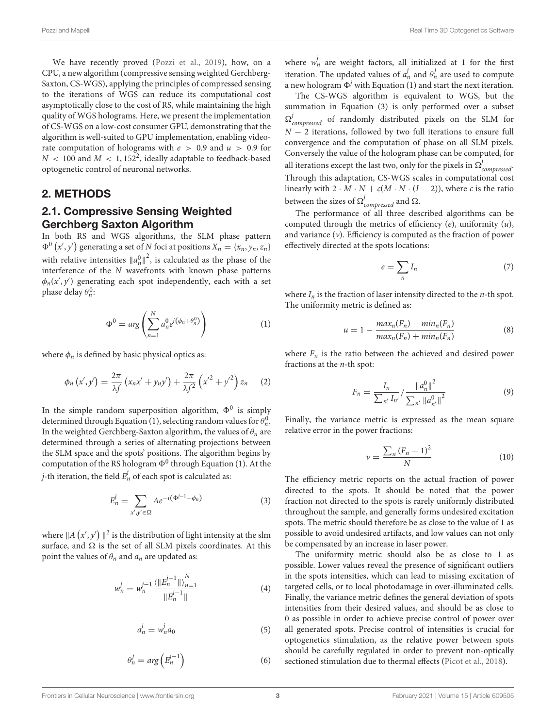We have recently proved (Pozzi et al., 2019), how, on a CPU, a new algorithm (compressive sensing weighted Gerchberg-Saxton, CS-WGS), applying the principles of compressed sensing to the iterations of WGS can reduce its computational cost asymptotically close to the cost of RS, while maintaining the high quality of WGS holograms. Here, we present the implementation of CS-WGS on a low-cost consumer GPU, demonstrating that the algorithm is well-suited to GPU implementation, enabling video-rate computation of holograms with $e > 0.9$ and $u > 0.9$ for $N < 100$ and $M < 1,152^2$, ideally adaptable to feedback-based optogenetic control of neuronal networks.

## 2. METHODS

### 2.1. Compressive Sensing Weighted Gerchberg Saxton Algorithm

In both RS and WGS algorithms, the SLM phase pattern $\Phi^0(x', y')$ generating a set of $N$ foci at positions $X_n = \{x_n, y_n, z_n\}$ with relative intensities $\|a_n^0\|^2$, is calculated as the phase of the interference of the $N$ wavefronts with known phase patterns $\phi_n(x', y')$ generating each spot independently, each with a set phase delay $\theta_n^0$:

$$\Phi^0 = arg\left(\sum_{n=1}^{N} a_n^0 e^{i(\phi_n + \theta_n^0)}\right) \tag{1}$$

where $\phi_n$ is defined by basic physical optics as:

$$\phi_n(x', y') = \frac{2\pi}{\lambda f}(x_n x' + y_n y') + \frac{2\pi}{\lambda f^2}\left(x'^2 + y'^2\right) z_n \tag{2}$$

In the simple random superposition algorithm, $\Phi^0$ is simply determined through Equation (1), selecting random values for $\theta_n^0$. In the weighted Gerchberg-Saxton algorithm, the values of $\theta_n$ are determined through a series of alternating projections between the SLM space and the spots' positions. The algorithm begins by computation of the RS hologram $\Phi^0$ through Equation (1). At the $j$-th iteration, the field $E_n^j$ of each spot is calculated as:

$$E_n^j = \sum_{x', y' \in \Omega} A e^{-i(\Phi^{j-1} - \phi_n)} \tag{3}$$

where $\|A(x', y')\|^2$ is the distribution of light intensity at the slm surface, and $\Omega$ is the set of all SLM pixels coordinates. At this point the values of $\theta_n$ and $a_n$ are updated as:

$$w_n^j = w_n^{j-1} \frac{\langle \|E_n^{j-1}\| \rangle_{n=1}^{N}}{\|E_n^{j-1}\|} \tag{4}$$

$$a_n^j = w_n^j a_0 \tag{5}$$

$$\theta_n^j = arg\left(E_n^{j-1}\right) \tag{6}$$

where $w_n^j$ are weight factors, all initialized at 1 for the first iteration. The updated values of $a_n^j$ and $\theta_n^j$ are used to compute a new hologram $\Phi^j$ with Equation (1) and start the next iteration.

The CS-WGS algorithm is equivalent to WGS, but the summation in Equation (3) is only performed over a subset $\Omega^j_{compressed}$ of randomly distributed pixels on the SLM for $N - 2$ iterations, followed by two full iterations to ensure full convergence and the computation of phase on all SLM pixels. Conversely the value of the hologram phase can be computed, for all iterations except the last two, only for the pixels in $\Omega^j_{compressed}$. Through this adaptation, CS-WGS scales in computational cost linearly with $2 \cdot M \cdot N + c(M \cdot N \cdot (I - 2))$, where $c$ is the ratio between the sizes of $\Omega^j_{compressed}$ and $\Omega$.

The performance of all three described algorithms can be computed through the metrics of efficiency ($e$), uniformity ($u$), and variance ($v$). Efficiency is computed as the fraction of power effectively directed at the spots locations:

$$e = \sum_n I_n \tag{7}$$

where $I_n$ is the fraction of laser intensity directed to the $n$-th spot. The uniformity metric is defined as:

$$u = 1 - \frac{max_n(F_n) - min_n(F_n)}{max_n(F_n) + min_n(F_n)} \tag{8}$$

where $F_n$ is the ratio between the achieved and desired power fractions at the $n$-th spot:

$$F_n = \frac{I_n}{\sum_{n'} I_{n'}} / \frac{\|a_n^0\|^2}{\sum_{n'} \|a_{n'}^0\|^2} \tag{9}$$

Finally, the variance metric is expressed as the mean square relative error in the power fractions:

$$v = \frac{\sum_n (F_n - 1)^2}{N} \tag{10}$$

The efficiency metric reports on the actual fraction of power directed to the spots. It should be noted that the power fraction not directed to the spots is rarely uniformly distributed throughout the sample, and generally forms undesired excitation spots. The metric should therefore be as close to the value of 1 as possible to avoid undesired artifacts, and low values can not only be compensated by an increase in laser power.

The uniformity metric should also be as close to 1 as possible. Lower values reveal the presence of significant outliers in the spots intensities, which can lead to missing excitation of targeted cells, or to local photodamage in over-illuminated cells. Finally, the variance metric defines the general deviation of spots intensities from their desired values, and should be as close to 0 as possible in order to achieve precise control of power over all generated spots. Precise control of intensities is crucial for optogenetics stimulation, as the relative power between spots should be carefully regulated in order to prevent non-optically sectioned stimulation due to thermal effects (Picot et al., 2018).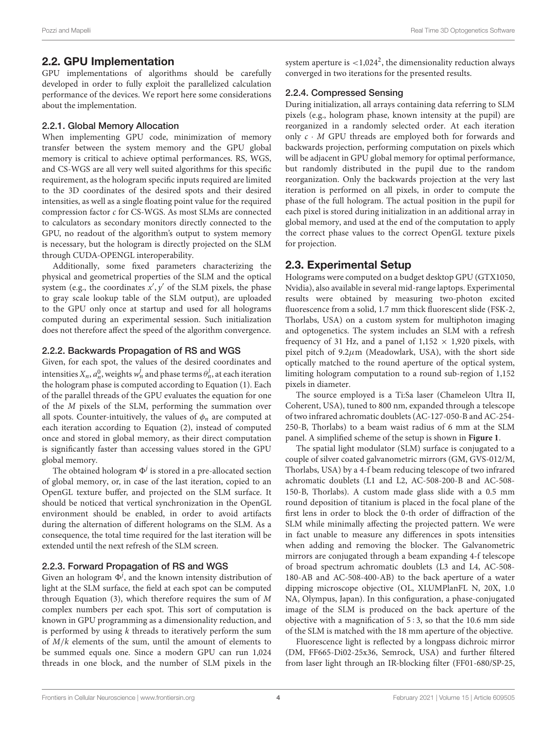## 2.2. GPU Implementation

GPU implementations of algorithms should be carefully developed in order to fully exploit the parallelized calculation performance of the devices. We report here some considerations about the implementation.

### 2.2.1. Global Memory Allocation

When implementing GPU code, minimization of memory transfer between the system memory and the GPU global memory is critical to achieve optimal performances. RS, WGS, and CS-WGS are all very well suited algorithms for this specific requirement, as the hologram specific inputs required are limited to the 3D coordinates of the desired spots and their desired intensities, as well as a single floating point value for the required compression factor $c$ for CS-WGS. As most SLMs are connected to calculators as secondary monitors directly connected to the GPU, no readout of the algorithm's output to system memory is necessary, but the hologram is directly projected on the SLM through CUDA-OPENGL interoperability.

Additionally, some fixed parameters characterizing the physical and geometrical properties of the SLM and the optical system (e.g., the coordinates $x', y'$ of the SLM pixels, the phase to gray scale lookup table of the SLM output), are uploaded to the GPU only once at startup and used for all holograms computed during an experimental session. Such initialization does not therefore affect the speed of the algorithm convergence.

### 2.2.2. Backwards Propagation of RS and WGS

Given, for each spot, the values of the desired coordinates and intensities $X_n$, $a_n^0$, weights $w_n^j$ and phase terms $\theta_n^j$, at each iteration the hologram phase is computed according to Equation (1). Each of the parallel threads of the GPU evaluates the equation for one of the $M$ pixels of the SLM, performing the summation over all spots. Counter-intuitively, the values of $\phi_n$ are computed at each iteration according to Equation (2), instead of computed once and stored in global memory, as their direct computation is significantly faster than accessing values stored in the GPU global memory.

The obtained hologram $\Phi^j$ is stored in a pre-allocated section of global memory, or, in case of the last iteration, copied to an OpenGL texture buffer, and projected on the SLM surface. It should be noticed that vertical synchronization in the OpenGL environment should be enabled, in order to avoid artifacts during the alternation of different holograms on the SLM. As a consequence, the total time required for the last iteration will be extended until the next refresh of the SLM screen.

### 2.2.3. Forward Propagation of RS and WGS

Given an hologram $\Phi^j$, and the known intensity distribution of light at the SLM surface, the field at each spot can be computed through Equation (3), which therefore requires the sum of $M$ complex numbers per each spot. This sort of computation is known in GPU programming as a dimensionality reduction, and is performed by using $k$ threads to iteratively perform the sum of $M/k$ elements of the sum, until the amount of elements to be summed equals one. Since a modern GPU can run 1,024 threads in one block, and the number of SLM pixels in the system aperture is $<1{,}024^2$, the dimensionality reduction always converged in two iterations for the presented results.

### 2.2.4. Compressed Sensing

During initialization, all arrays containing data referring to SLM pixels (e.g., hologram phase, known intensity at the pupil) are reorganized in a randomly selected order. At each iteration only $c \cdot M$ GPU threads are employed both for forwards and backwards projection, performing computation on pixels which will be adjacent in GPU global memory for optimal performance, but randomly distributed in the pupil due to the random reorganization. Only the backwards projection at the very last iteration is performed on all pixels, in order to compute the phase of the full hologram. The actual position in the pupil for each pixel is stored during initialization in an additional array in global memory, and used at the end of the computation to apply the correct phase values to the correct OpenGL texture pixels for projection.

## 2.3. Experimental Setup

Holograms were computed on a budget desktop GPU (GTX1050, Nvidia), also available in several mid-range laptops. Experimental results were obtained by measuring two-photon excited fluorescence from a solid, 1.7 mm thick fluorescent slide (FSK-2, Thorlabs, USA) on a custom system for multiphoton imaging and optogenetics. The system includes an SLM with a refresh frequency of 31 Hz, and a panel of $1{,}152 \times 1{,}920$ pixels, with pixel pitch of $9.2\mu$m (Meadowlark, USA), with the short side optically matched to the round aperture of the optical system, limiting hologram computation to a round sub-region of 1,152 pixels in diameter.

The source employed is a Ti:Sa laser (Chameleon Ultra II, Coherent, USA), tuned to 800 nm, expanded through a telescope of two infrared achromatic doublets (AC-127-050-B and AC-254-250-B, Thorlabs) to a beam waist radius of 6 mm at the SLM panel. A simplified scheme of the setup is shown in **Figure 1**.

The spatial light modulator (SLM) surface is conjugated to a couple of silver coated galvanometric mirrors (GM, GVS-012/M, Thorlabs, USA) by a 4-f beam reducing telescope of two infrared achromatic doublets (L1 and L2, AC-508-200-B and AC-508-150-B, Thorlabs). A custom made glass slide with a 0.5 mm round deposition of titanium is placed in the focal plane of the first lens in order to block the 0-th order of diffraction of the SLM while minimally affecting the projected pattern. We were in fact unable to measure any differences in spots intensities when adding and removing the blocker. The Galvanometric mirrors are conjugated through a beam expanding 4-f telescope of broad spectrum achromatic doublets (L3 and L4, AC-508-180-AB and AC-508-400-AB) to the back aperture of a water dipping microscope objective (OL, XLUMPlanFL N, 20X, 1.0 NA, Olympus, Japan). In this configuration, a phase-conjugated image of the SLM is produced on the back aperture of the objective with a magnification of 5 : 3, so that the 10.6 mm side of the SLM is matched with the 18 mm aperture of the objective.

Fluorescence light is reflected by a longpass dichroic mirror (DM, FF665-Di02-25x36, Semrock, USA) and further filtered from laser light through an IR-blocking filter (FF01-680/SP-25,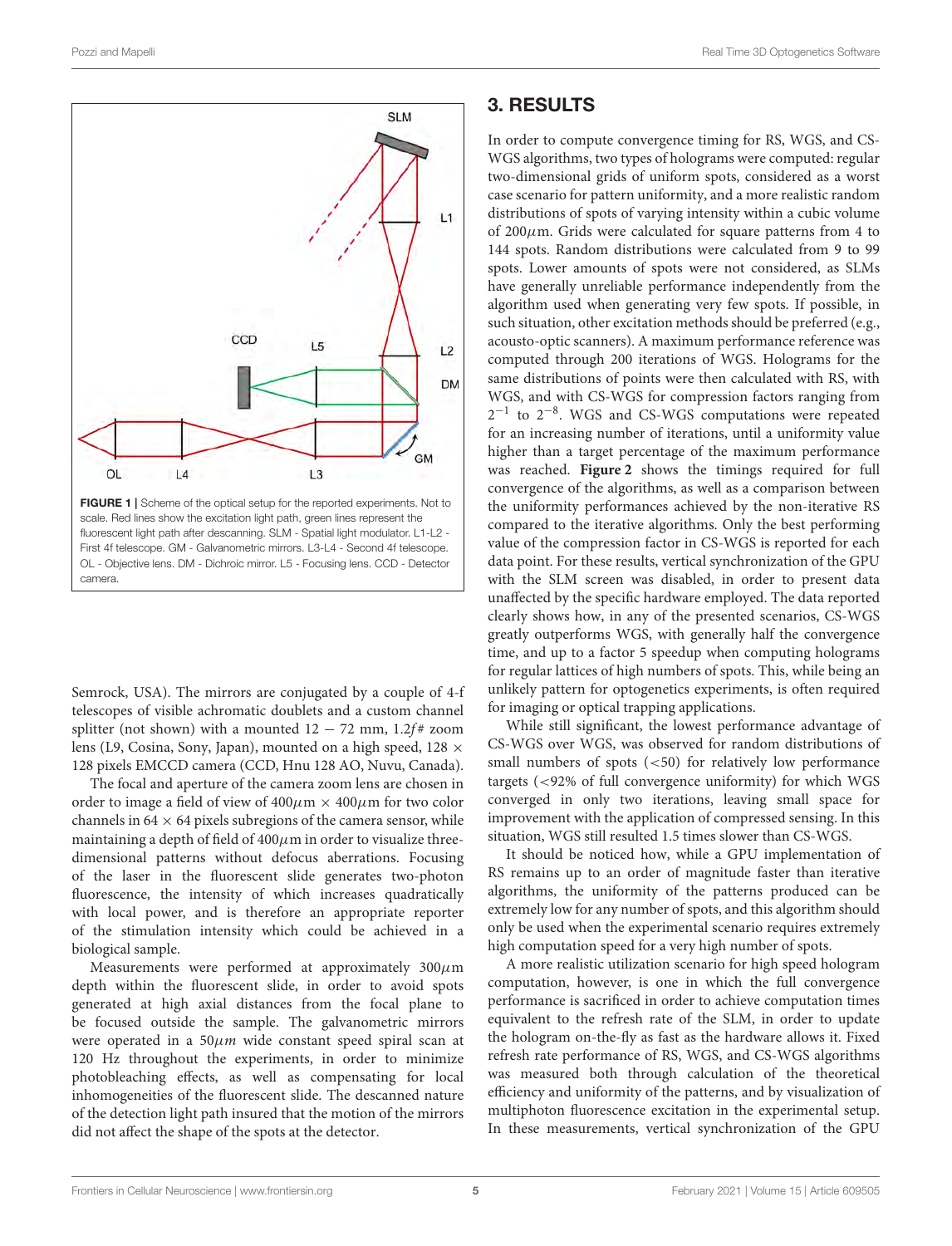FIGURE 1 | Scheme of the optical setup for the reported experiments. Not to scale. Red lines show the excitation light path, green lines represent the fluorescent light path after descanning. SLM - Spatial light modulator. L1-L2 - First 4f telescope. GM - Galvanometric mirrors. L3-L4 - Second 4f telescope. OL - Objective lens. DM - Dichroic mirror. L5 - Focusing lens. CCD - Detector camera.

Semrock, USA). The mirrors are conjugated by a couple of 4-f telescopes of visible achromatic doublets and a custom channel splitter (not shown) with a mounted $12 - 72$ mm, $1.2f\#$ zoom lens (L9, Cosina, Sony, Japan), mounted on a high speed, $128 \times 128$ pixels EMCCD camera (CCD, Hnu 128 AO, Nuvu, Canada).

The focal and aperture of the camera zoom lens are chosen in order to image a field of view of $400\mu$m $\times$ $400\mu$m for two color channels in $64 \times 64$ pixels subregions of the camera sensor, while maintaining a depth of field of $400\mu$m in order to visualize three-dimensional patterns without defocus aberrations. Focusing of the laser in the fluorescent slide generates two-photon fluorescence, the intensity of which increases quadratically with local power, and is therefore an appropriate reporter of the stimulation intensity which could be achieved in a biological sample.

Measurements were performed at approximately $300\mu$m depth within the fluorescent slide, in order to avoid spots generated at high axial distances from the focal plane to be focused outside the sample. The galvanometric mirrors were operated in a $50\mu m$ wide constant speed spiral scan at 120 Hz throughout the experiments, in order to minimize photobleaching effects, as well as compensating for local inhomogeneities of the fluorescent slide. The descanned nature of the detection light path insured that the motion of the mirrors did not affect the shape of the spots at the detector.

## 3. RESULTS

In order to compute convergence timing for RS, WGS, and CS-WGS algorithms, two types of holograms were computed: regular two-dimensional grids of uniform spots, considered as a worst case scenario for pattern uniformity, and a more realistic random distributions of spots of varying intensity within a cubic volume of $200\mu$m. Grids were calculated for square patterns from 4 to 144 spots. Random distributions were calculated from 9 to 99 spots. Lower amounts of spots were not considered, as SLMs have generally unreliable performance independently from the algorithm used when generating very few spots. If possible, in such situation, other excitation methods should be preferred (e.g., acousto-optic scanners). A maximum performance reference was computed through 200 iterations of WGS. Holograms for the same distributions of points were then calculated with RS, with WGS, and with CS-WGS for compression factors ranging from $2^{-1}$ to $2^{-8}$. WGS and CS-WGS computations were repeated for an increasing number of iterations, until a uniformity value higher than a target percentage of the maximum performance was reached. **Figure 2** shows the timings required for full convergence of the algorithms, as well as a comparison between the uniformity performances achieved by the non-iterative RS compared to the iterative algorithms. Only the best performing value of the compression factor in CS-WGS is reported for each data point. For these results, vertical synchronization of the GPU with the SLM screen was disabled, in order to present data unaffected by the specific hardware employed. The data reported clearly shows how, in any of the presented scenarios, CS-WGS greatly outperforms WGS, with generally half the convergence time, and up to a factor 5 speedup when computing holograms for regular lattices of high numbers of spots. This, while being an unlikely pattern for optogenetics experiments, is often required for imaging or optical trapping applications.

While still significant, the lowest performance advantage of CS-WGS over WGS, was observed for random distributions of small numbers of spots (<50) for relatively low performance targets (<92% of full convergence uniformity) for which WGS converged in only two iterations, leaving small space for improvement with the application of compressed sensing. In this situation, WGS still resulted 1.5 times slower than CS-WGS.

It should be noticed how, while a GPU implementation of RS remains up to an order of magnitude faster than iterative algorithms, the uniformity of the patterns produced can be extremely low for any number of spots, and this algorithm should only be used when the experimental scenario requires extremely high computation speed for a very high number of spots.

A more realistic utilization scenario for high speed hologram computation, however, is one in which the full convergence performance is sacrificed in order to achieve computation times equivalent to the refresh rate of the SLM, in order to update the hologram on-the-fly as fast as the hardware allows it. Fixed refresh rate performance of RS, WGS, and CS-WGS algorithms was measured both through calculation of the theoretical efficiency and uniformity of the patterns, and by visualization of multiphoton fluorescence excitation in the experimental setup. In these measurements, vertical synchronization of the GPU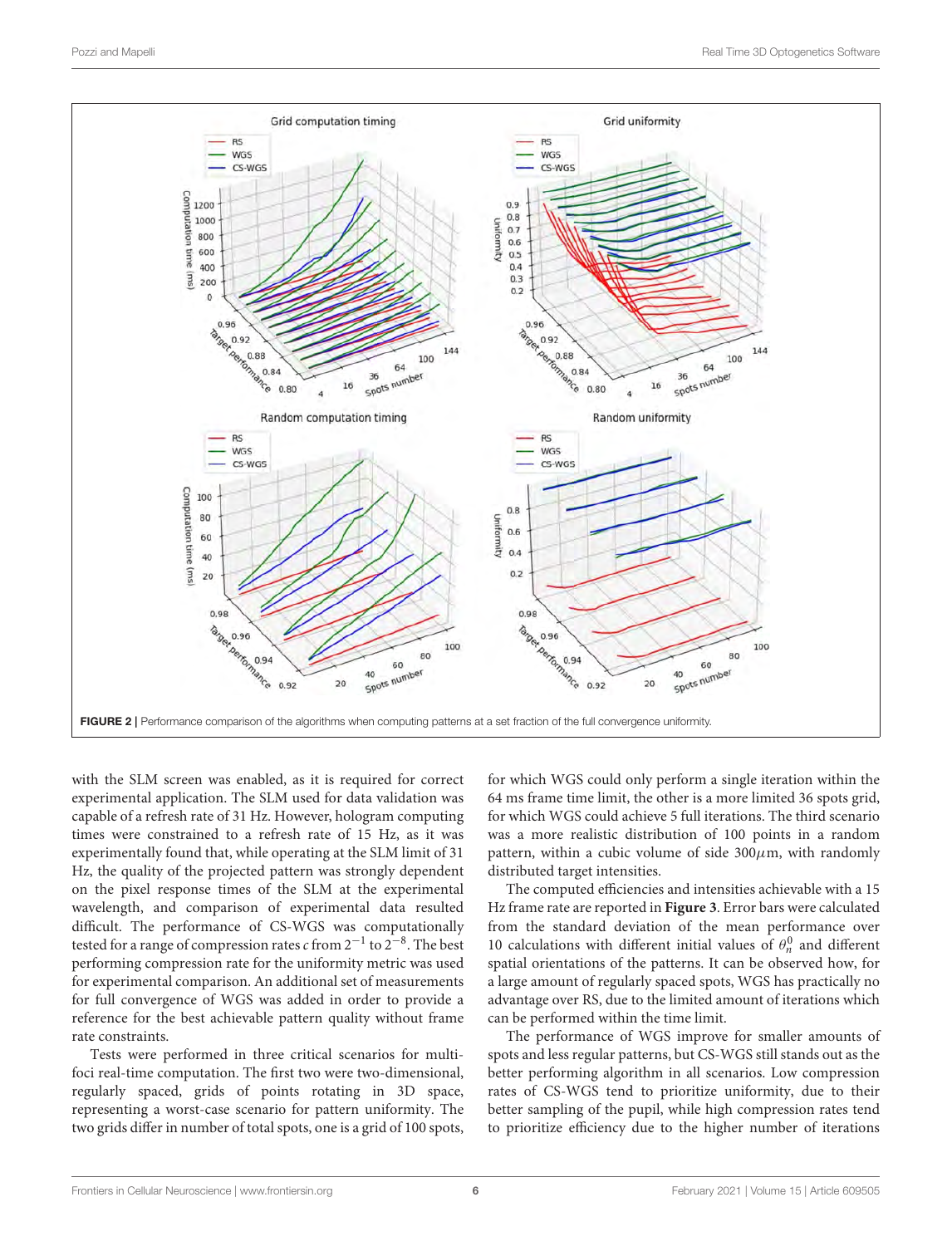**FIGURE 2** | Performance comparison of the algorithms when computing patterns at a set fraction of the full convergence uniformity.

with the SLM screen was enabled, as it is required for correct experimental application. The SLM used for data validation was capable of a refresh rate of 31 Hz. However, hologram computing times were constrained to a refresh rate of 15 Hz, as it was experimentally found that, while operating at the SLM limit of 31 Hz, the quality of the projected pattern was strongly dependent on the pixel response times of the SLM at the experimental wavelength, and comparison of experimental data resulted difficult. The performance of CS-WGS was computationally tested for a range of compression rates $c$ from $2^{-1}$ to $2^{-8}$. The best performing compression rate for the uniformity metric was used for experimental comparison. An additional set of measurements for full convergence of WGS was added in order to provide a reference for the best achievable pattern quality without frame rate constraints.

Tests were performed in three critical scenarios for multi-foci real-time computation. The first two were two-dimensional, regularly spaced, grids of points rotating in 3D space, representing a worst-case scenario for pattern uniformity. The two grids differ in number of total spots, one is a grid of 100 spots, for which WGS could only perform a single iteration within the 64 ms frame time limit, the other is a more limited 36 spots grid, for which WGS could achieve 5 full iterations. The third scenario was a more realistic distribution of 100 points in a random pattern, within a cubic volume of side 300$\mu$m, with randomly distributed target intensities.

The computed efficiencies and intensities achievable with a 15 Hz frame rate are reported in **Figure 3**. Error bars were calculated from the standard deviation of the mean performance over 10 calculations with different initial values of $\theta_n^0$ and different spatial orientations of the patterns. It can be observed how, for a large amount of regularly spaced spots, WGS has practically no advantage over RS, due to the limited amount of iterations which can be performed within the time limit.

The performance of WGS improve for smaller amounts of spots and less regular patterns, but CS-WGS still stands out as the better performing algorithm in all scenarios. Low compression rates of CS-WGS tend to prioritize uniformity, due to their better sampling of the pupil, while high compression rates tend to prioritize efficiency due to the higher number of iterations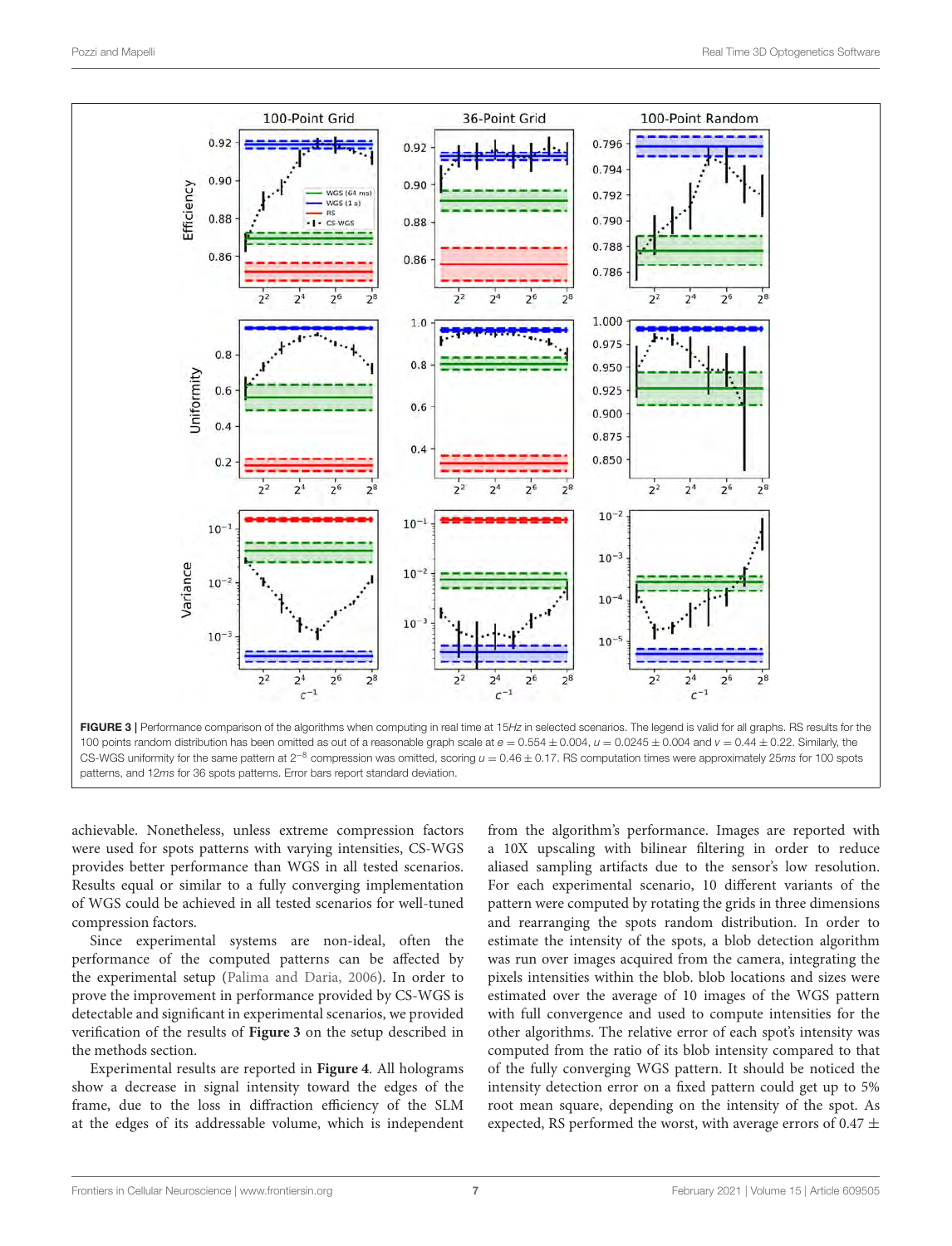**FIGURE 3** | Performance comparison of the algorithms when computing in real time at 15*Hz* in selected scenarios. The legend is valid for all graphs. RS results for the 100 points random distribution has been omitted as out of a reasonable graph scale at $e = 0.554 \pm 0.004$, $u = 0.0245 \pm 0.004$ and $v = 0.44 \pm 0.22$. Similarly, the CS-WGS uniformity for the same pattern at $2^{-8}$ compression was omitted, scoring $u = 0.46 \pm 0.17$. RS computation times were approximately 25*ms* for 100 spots patterns, and 12*ms* for 36 spots patterns. Error bars report standard deviation.

achievable. Nonetheless, unless extreme compression factors were used for spots patterns with varying intensities, CS-WGS provides better performance than WGS in all tested scenarios. Results equal or similar to a fully converging implementation of WGS could be achieved in all tested scenarios for well-tuned compression factors.

Since experimental systems are non-ideal, often the performance of the computed patterns can be affected by the experimental setup (Palima and Daria, 2006). In order to prove the improvement in performance provided by CS-WGS is detectable and significant in experimental scenarios, we provided verification of the results of **Figure 3** on the setup described in the methods section.

Experimental results are reported in **Figure 4**. All holograms show a decrease in signal intensity toward the edges of the frame, due to the loss in diffraction efficiency of the SLM at the edges of its addressable volume, which is independent from the algorithm's performance. Images are reported with a 10X upscaling with bilinear filtering in order to reduce aliased sampling artifacts due to the sensor's low resolution. For each experimental scenario, 10 different variants of the pattern were computed by rotating the grids in three dimensions and rearranging the spots random distribution. In order to estimate the intensity of the spots, a blob detection algorithm was run over images acquired from the camera, integrating the pixels intensities within the blob. blob locations and sizes were estimated over the average of 10 images of the WGS pattern with full convergence and used to compute intensities for the other algorithms. The relative error of each spot's intensity was computed from the ratio of its blob intensity compared to that of the fully converging WGS pattern. It should be noticed the intensity detection error on a fixed pattern could get up to 5% root mean square, depending on the intensity of the spot. As expected, RS performed the worst, with average errors of 0.47 ±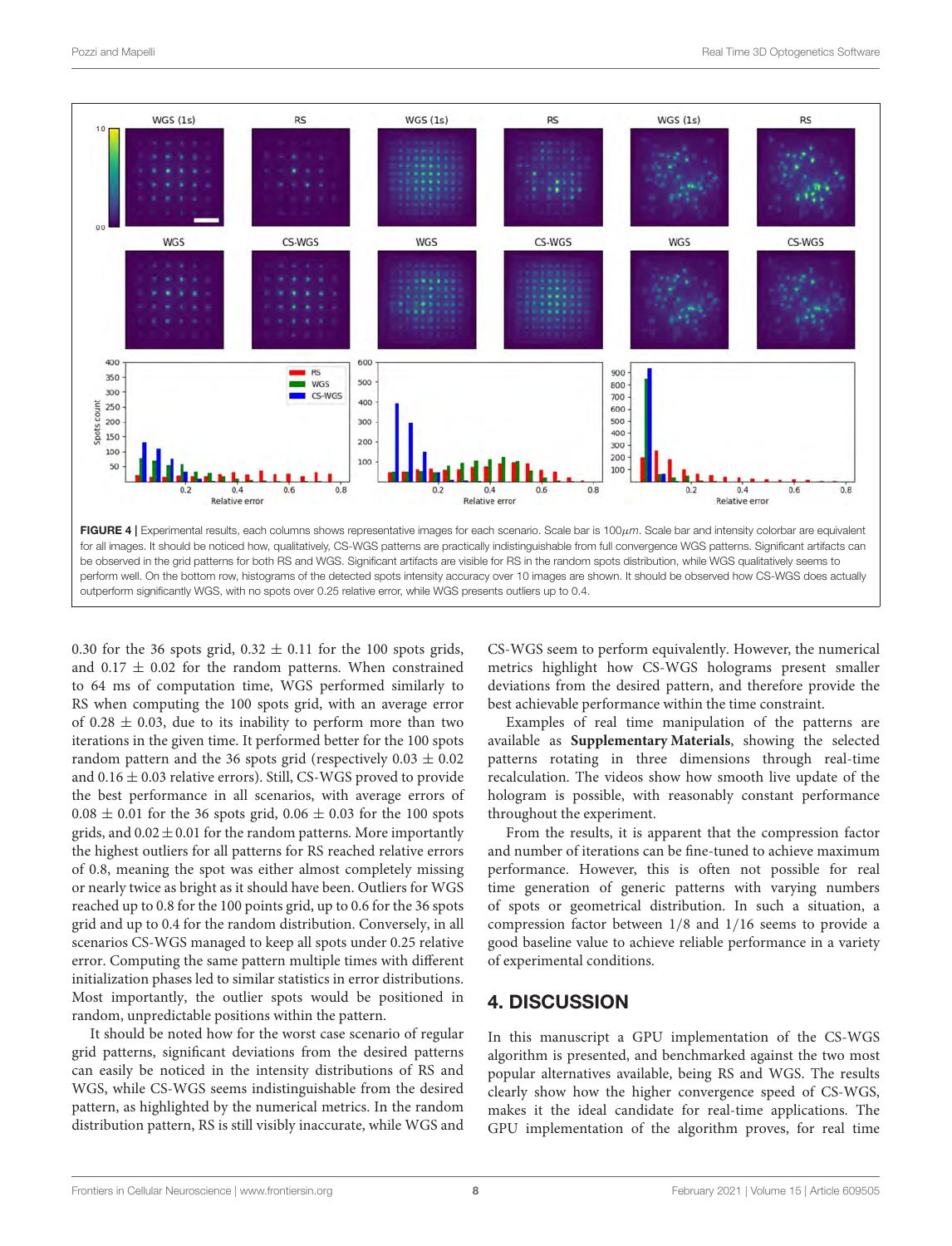FIGURE 4 | Experimental results, each columns shows representative images for each scenario. Scale bar is 100$\mu m$. Scale bar and intensity colorbar are equivalent for all images. It should be noticed how, qualitatively, CS-WGS patterns are practically indistinguishable from full convergence WGS patterns. Significant artifacts can be observed in the grid patterns for both RS and WGS. Significant artifacts are visible for RS in the random spots distribution, while WGS qualitatively seems to perform well. On the bottom row, histograms of the detected spots intensity accuracy over 10 images are shown. It should be observed how CS-WGS does actually outperform significantly WGS, with no spots over 0.25 relative error, while WGS presents outliers up to 0.4.

0.30 for the 36 spots grid, 0.32 ± 0.11 for the 100 spots grids, and 0.17 ± 0.02 for the random patterns. When constrained to 64 ms of computation time, WGS performed similarly to RS when computing the 100 spots grid, with an average error of 0.28 ± 0.03, due to its inability to perform more than two iterations in the given time. It performed better for the 100 spots random pattern and the 36 spots grid (respectively 0.03 ± 0.02 and 0.16 ± 0.03 relative errors). Still, CS-WGS proved to provide the best performance in all scenarios, with average errors of 0.08 ± 0.01 for the 36 spots grid, 0.06 ± 0.03 for the 100 spots grids, and 0.02 ± 0.01 for the random patterns. More importantly the highest outliers for all patterns for RS reached relative errors of 0.8, meaning the spot was either almost completely missing or nearly twice as bright as it should have been. Outliers for WGS reached up to 0.8 for the 100 points grid, up to 0.6 for the 36 spots grid and up to 0.4 for the random distribution. Conversely, in all scenarios CS-WGS managed to keep all spots under 0.25 relative error. Computing the same pattern multiple times with different initialization phases led to similar statistics in error distributions. Most importantly, the outlier spots would be positioned in random, unpredictable positions within the pattern.

It should be noted how for the worst case scenario of regular grid patterns, significant deviations from the desired patterns can easily be noticed in the intensity distributions of RS and WGS, while CS-WGS seems indistinguishable from the desired pattern, as highlighted by the numerical metrics. In the random distribution pattern, RS is still visibly inaccurate, while WGS and CS-WGS seem to perform equivalently. However, the numerical metrics highlight how CS-WGS holograms present smaller deviations from the desired pattern, and therefore provide the best achievable performance within the time constraint.

Examples of real time manipulation of the patterns are available as **Supplementary Materials**, showing the selected patterns rotating in three dimensions through real-time recalculation. The videos show how smooth live update of the hologram is possible, with reasonably constant performance throughout the experiment.

From the results, it is apparent that the compression factor and number of iterations can be fine-tuned to achieve maximum performance. However, this is often not possible for real time generation of generic patterns with varying numbers of spots or geometrical distribution. In such a situation, a compression factor between 1/8 and 1/16 seems to provide a good baseline value to achieve reliable performance in a variety of experimental conditions.

## 4. DISCUSSION

In this manuscript a GPU implementation of the CS-WGS algorithm is presented, and benchmarked against the two most popular alternatives available, being RS and WGS. The results clearly show how the higher convergence speed of CS-WGS, makes it the ideal candidate for real-time applications. The GPU implementation of the algorithm proves, for real time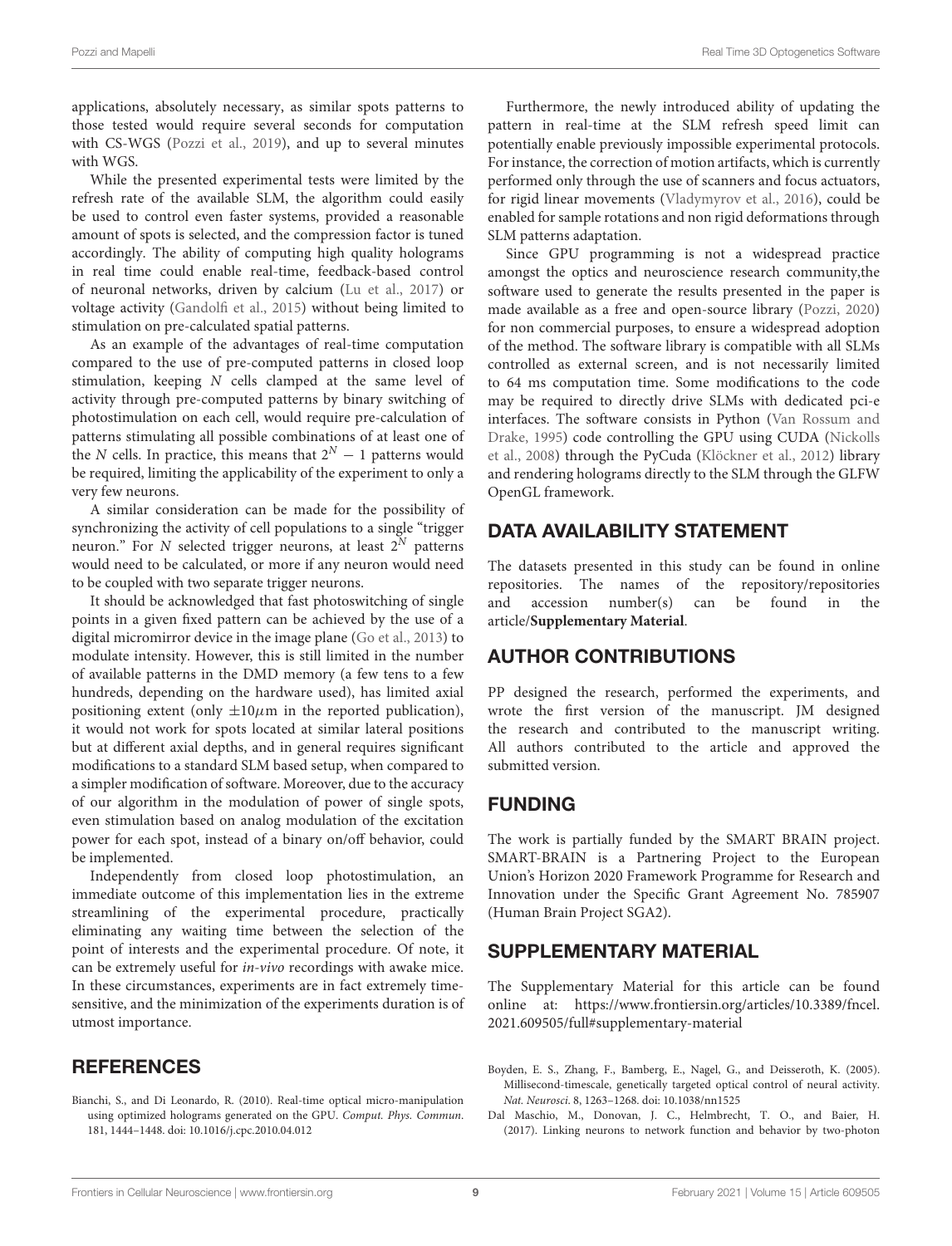applications, absolutely necessary, as similar spots patterns to those tested would require several seconds for computation with CS-WGS (Pozzi et al., 2019), and up to several minutes with WGS.

While the presented experimental tests were limited by the refresh rate of the available SLM, the algorithm could easily be used to control even faster systems, provided a reasonable amount of spots is selected, and the compression factor is tuned accordingly. The ability of computing high quality holograms in real time could enable real-time, feedback-based control of neuronal networks, driven by calcium (Lu et al., 2017) or voltage activity (Gandolfi et al., 2015) without being limited to stimulation on pre-calculated spatial patterns.

As an example of the advantages of real-time computation compared to the use of pre-computed patterns in closed loop stimulation, keeping $N$ cells clamped at the same level of activity through pre-computed patterns by binary switching of photostimulation on each cell, would require pre-calculation of patterns stimulating all possible combinations of at least one of the $N$ cells. In practice, this means that $2^N - 1$ patterns would be required, limiting the applicability of the experiment to only a very few neurons.

A similar consideration can be made for the possibility of synchronizing the activity of cell populations to a single "trigger neuron." For $N$ selected trigger neurons, at least $2^N$ patterns would need to be calculated, or more if any neuron would need to be coupled with two separate trigger neurons.

It should be acknowledged that fast photoswitching of single points in a given fixed pattern can be achieved by the use of a digital micromirror device in the image plane (Go et al., 2013) to modulate intensity. However, this is still limited in the number of available patterns in the DMD memory (a few tens to a few hundreds, depending on the hardware used), has limited axial positioning extent (only $\pm 10\mu$m in the reported publication), it would not work for spots located at similar lateral positions but at different axial depths, and in general requires significant modifications to a standard SLM based setup, when compared to a simpler modification of software. Moreover, due to the accuracy of our algorithm in the modulation of power of single spots, even stimulation based on analog modulation of the excitation power for each spot, instead of a binary on/off behavior, could be implemented.

Independently from closed loop photostimulation, an immediate outcome of this implementation lies in the extreme streamlining of the experimental procedure, practically eliminating any waiting time between the selection of the point of interests and the experimental procedure. Of note, it can be extremely useful for *in-vivo* recordings with awake mice. In these circumstances, experiments are in fact extremely time-sensitive, and the minimization of the experiments duration is of utmost importance.

Furthermore, the newly introduced ability of updating the pattern in real-time at the SLM refresh speed limit can potentially enable previously impossible experimental protocols. For instance, the correction of motion artifacts, which is currently performed only through the use of scanners and focus actuators, for rigid linear movements (Vladymyrov et al., 2016), could be enabled for sample rotations and non rigid deformations through SLM patterns adaptation.

Since GPU programming is not a widespread practice amongst the optics and neuroscience research community,the software used to generate the results presented in the paper is made available as a free and open-source library (Pozzi, 2020) for non commercial purposes, to ensure a widespread adoption of the method. The software library is compatible with all SLMs controlled as external screen, and is not necessarily limited to 64 ms computation time. Some modifications to the code may be required to directly drive SLMs with dedicated pci-e interfaces. The software consists in Python (Van Rossum and Drake, 1995) code controlling the GPU using CUDA (Nickolls et al., 2008) through the PyCuda (Klöckner et al., 2012) library and rendering holograms directly to the SLM through the GLFW OpenGL framework.

## DATA AVAILABILITY STATEMENT

The datasets presented in this study can be found in online repositories. The names of the repository/repositories and accession number(s) can be found in the article/**Supplementary Material**.

## AUTHOR CONTRIBUTIONS

PP designed the research, performed the experiments, and wrote the first version of the manuscript. JM designed the research and contributed to the manuscript writing. All authors contributed to the article and approved the submitted version.

## FUNDING

The work is partially funded by the SMART BRAIN project. SMART-BRAIN is a Partnering Project to the European Union's Horizon 2020 Framework Programme for Research and Innovation under the Specific Grant Agreement No. 785907 (Human Brain Project SGA2).

## SUPPLEMENTARY MATERIAL

The Supplementary Material for this article can be found online at: https://www.frontiersin.org/articles/10.3389/fncel.2021.609505/full#supplementary-material

## REFERENCES

Bianchi, S., and Di Leonardo, R. (2010). Real-time optical micro-manipulation using optimized holograms generated on the GPU. *Comput. Phys. Commun.* 181, 1444–1448. doi: 10.1016/j.cpc.2010.04.012

Boyden, E. S., Zhang, F., Bamberg, E., Nagel, G., and Deisseroth, K. (2005). Millisecond-timescale, genetically targeted optical control of neural activity. *Nat. Neurosci.* 8, 1263–1268. doi: 10.1038/nn1525

Dal Maschio, M., Donovan, J. C., Helmbrecht, T. O., and Baier, H. (2017). Linking neurons to network function and behavior by two-photon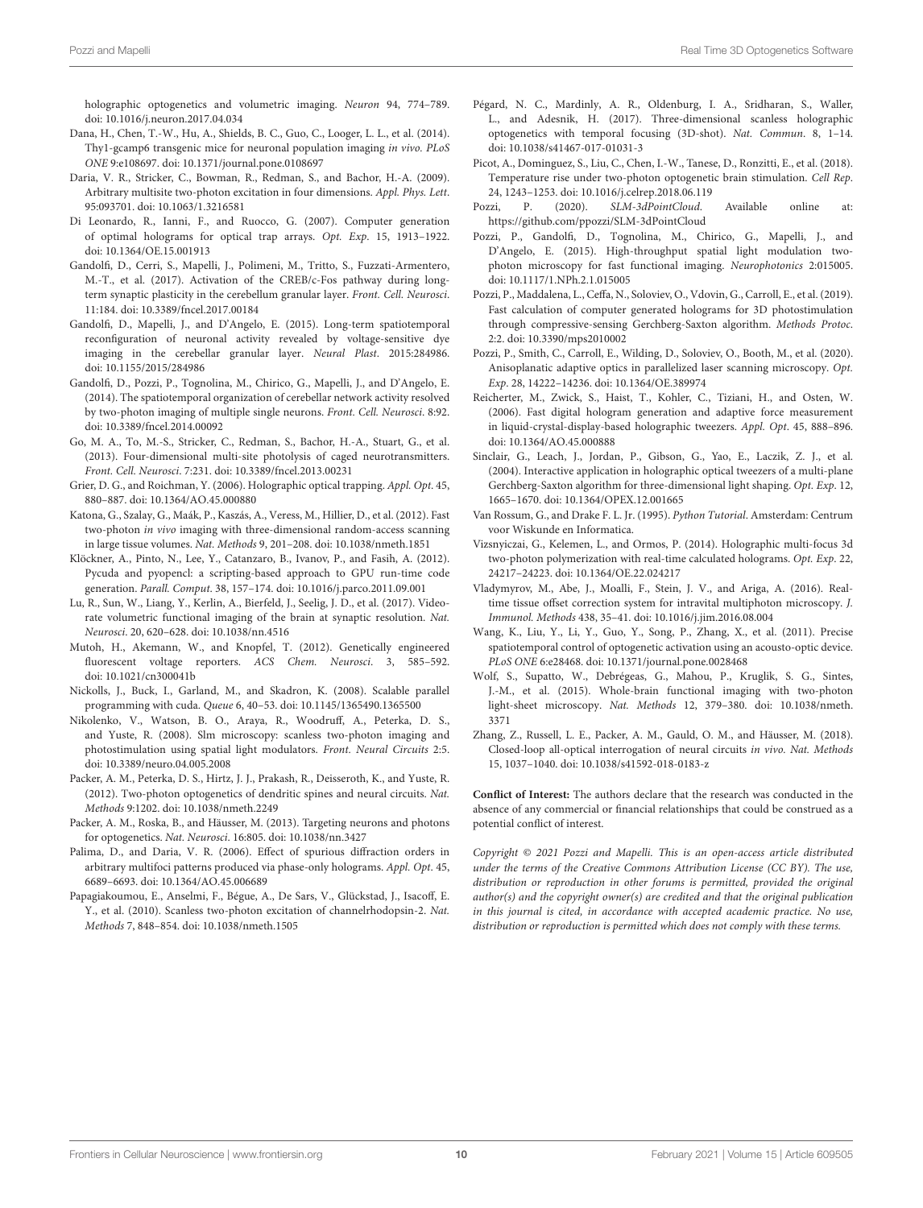holographic optogenetics and volumetric imaging. *Neuron* 94, 774–789. doi: 10.1016/j.neuron.2017.04.034

Dana, H., Chen, T.-W., Hu, A., Shields, B. C., Guo, C., Looger, L. L., et al. (2014). Thy1-gcamp6 transgenic mice for neuronal population imaging *in vivo*. *PLoS ONE* 9:e108697. doi: 10.1371/journal.pone.0108697

Daria, V. R., Stricker, C., Bowman, R., Redman, S., and Bachor, H.-A. (2009). Arbitrary multisite two-photon excitation in four dimensions. *Appl. Phys. Lett*. 95:093701. doi: 10.1063/1.3216581

Di Leonardo, R., Ianni, F., and Ruocco, G. (2007). Computer generation of optimal holograms for optical trap arrays. *Opt. Exp*. 15, 1913–1922. doi: 10.1364/OE.15.001913

Gandolfi, D., Cerri, S., Mapelli, J., Polimeni, M., Tritto, S., Fuzzati-Armentero, M.-T., et al. (2017). Activation of the CREB/c-Fos pathway during long-term synaptic plasticity in the cerebellum granular layer. *Front. Cell. Neurosci*. 11:184. doi: 10.3389/fncel.2017.00184

Gandolfi, D., Mapelli, J., and D'Angelo, E. (2015). Long-term spatiotemporal reconfiguration of neuronal activity revealed by voltage-sensitive dye imaging in the cerebellar granular layer. *Neural Plast*. 2015:284986. doi: 10.1155/2015/284986

Gandolfi, D., Pozzi, P., Tognolina, M., Chirico, G., Mapelli, J., and D'Angelo, E. (2014). The spatiotemporal organization of cerebellar network activity resolved by two-photon imaging of multiple single neurons. *Front. Cell. Neurosci*. 8:92. doi: 10.3389/fncel.2014.00092

Go, M. A., To, M.-S., Stricker, C., Redman, S., Bachor, H.-A., Stuart, G., et al. (2013). Four-dimensional multi-site photolysis of caged neurotransmitters. *Front. Cell. Neurosci*. 7:231. doi: 10.3389/fncel.2013.00231

Grier, D. G., and Roichman, Y. (2006). Holographic optical trapping. *Appl. Opt*. 45, 880–887. doi: 10.1364/AO.45.000880

Katona, G., Szalay, G., Maák, P., Kaszás, A., Veress, M., Hillier, D., et al. (2012). Fast two-photon *in vivo* imaging with three-dimensional random-access scanning in large tissue volumes. *Nat. Methods* 9, 201–208. doi: 10.1038/nmeth.1851

Klöckner, A., Pinto, N., Lee, Y., Catanzaro, B., Ivanov, P., and Fasih, A. (2012). Pycuda and pyopencl: a scripting-based approach to GPU run-time code generation. *Parall. Comput*. 38, 157–174. doi: 10.1016/j.parco.2011.09.001

Lu, R., Sun, W., Liang, Y., Kerlin, A., Bierfeld, J., Seelig, J. D., et al. (2017). Video-rate volumetric functional imaging of the brain at synaptic resolution. *Nat. Neurosci*. 20, 620–628. doi: 10.1038/nn.4516

Mutoh, H., Akemann, W., and Knopfel, T. (2012). Genetically engineered fluorescent voltage reporters. *ACS Chem. Neurosci*. 3, 585–592. doi: 10.1021/cn300041b

Nickolls, J., Buck, I., Garland, M., and Skadron, K. (2008). Scalable parallel programming with cuda. *Queue* 6, 40–53. doi: 10.1145/1365490.1365500

Nikolenko, V., Watson, B. O., Araya, R., Woodruff, A., Peterka, D. S., and Yuste, R. (2008). Slm microscopy: scanless two-photon imaging and photostimulation using spatial light modulators. *Front. Neural Circuits* 2:5. doi: 10.3389/neuro.04.005.2008

Packer, A. M., Peterka, D. S., Hirtz, J. J., Prakash, R., Deisseroth, K., and Yuste, R. (2012). Two-photon optogenetics of dendritic spines and neural circuits. *Nat. Methods* 9:1202. doi: 10.1038/nmeth.2249

Packer, A. M., Roska, B., and Häusser, M. (2013). Targeting neurons and photons for optogenetics. *Nat. Neurosci*. 16:805. doi: 10.1038/nn.3427

Palima, D., and Daria, V. R. (2006). Effect of spurious diffraction orders in arbitrary multifoci patterns produced via phase-only holograms. *Appl. Opt*. 45, 6689–6693. doi: 10.1364/AO.45.006689

Papagiakoumou, E., Anselmi, F., Bégue, A., De Sars, V., Glückstad, J., Isacoff, E. Y., et al. (2010). Scanless two-photon excitation of channelrhodopsin-2. *Nat. Methods* 7, 848–854. doi: 10.1038/nmeth.1505

Pégard, N. C., Mardinly, A. R., Oldenburg, I. A., Sridharan, S., Waller, L., and Adesnik, H. (2017). Three-dimensional scanless holographic optogenetics with temporal focusing (3D-shot). *Nat. Commun*. 8, 1–14. doi: 10.1038/s41467-017-01031-3

Picot, A., Dominguez, S., Liu, C., Chen, I.-W., Tanese, D., Ronzitti, E., et al. (2018). Temperature rise under two-photon optogenetic brain stimulation. *Cell Rep*. 24, 1243–1253. doi: 10.1016/j.celrep.2018.06.119

Pozzi, P. (2020). *SLM-3dPointCloud*. Available online at: https://github.com/ppozzi/SLM-3dPointCloud

Pozzi, P., Gandolfi, D., Tognolina, M., Chirico, G., Mapelli, J., and D'Angelo, E. (2015). High-throughput spatial light modulation two-photon microscopy for fast functional imaging. *Neurophotonics* 2:015005. doi: 10.1117/1.NPh.2.1.015005

Pozzi, P., Maddalena, L., Ceffa, N., Soloviev, O., Vdovin, G., Carroll, E., et al. (2019). Fast calculation of computer generated holograms for 3D photostimulation through compressive-sensing Gerchberg-Saxton algorithm. *Methods Protoc*. 2:2. doi: 10.3390/mps2010002

Pozzi, P., Smith, C., Carroll, E., Wilding, D., Soloviev, O., Booth, M., et al. (2020). Anisoplanatic adaptive optics in parallelized laser scanning microscopy. *Opt. Exp*. 28, 14222–14236. doi: 10.1364/OE.389974

Reicherter, M., Zwick, S., Haist, T., Kohler, C., Tiziani, H., and Osten, W. (2006). Fast digital hologram generation and adaptive force measurement in liquid-crystal-display-based holographic tweezers. *Appl. Opt*. 45, 888–896. doi: 10.1364/AO.45.000888

Sinclair, G., Leach, J., Jordan, P., Gibson, G., Yao, E., Laczik, Z. J., et al. (2004). Interactive application in holographic optical tweezers of a multi-plane Gerchberg-Saxton algorithm for three-dimensional light shaping. *Opt. Exp*. 12, 1665–1670. doi: 10.1364/OPEX.12.001665

Van Rossum, G., and Drake F. L. Jr. (1995). *Python Tutorial*. Amsterdam: Centrum voor Wiskunde en Informatica.

Vizsnyiczai, G., Kelemen, L., and Ormos, P. (2014). Holographic multi-focus 3d two-photon polymerization with real-time calculated holograms. *Opt. Exp*. 22, 24217–24223. doi: 10.1364/OE.22.024217

Vladymyrov, M., Abe, J., Moalli, F., Stein, J. V., and Ariga, A. (2016). Real-time tissue offset correction system for intravital multiphoton microscopy. *J. Immunol. Methods* 438, 35–41. doi: 10.1016/j.jim.2016.08.004

Wang, K., Liu, Y., Li, Y., Guo, Y., Song, P., Zhang, X., et al. (2011). Precise spatiotemporal control of optogenetic activation using an acousto-optic device. *PLoS ONE* 6:e28468. doi: 10.1371/journal.pone.0028468

Wolf, S., Supatto, W., Debrégeas, G., Mahou, P., Kruglik, S. G., Sintes, J.-M., et al. (2015). Whole-brain functional imaging with two-photon light-sheet microscopy. *Nat. Methods* 12, 379–380. doi: 10.1038/nmeth.3371

Zhang, Z., Russell, L. E., Packer, A. M., Gauld, O. M., and Häusser, M. (2018). Closed-loop all-optical interrogation of neural circuits *in vivo*. *Nat. Methods* 15, 1037–1040. doi: 10.1038/s41592-018-0183-z

**Conflict of Interest:** The authors declare that the research was conducted in the absence of any commercial or financial relationships that could be construed as a potential conflict of interest.

*Copyright © 2021 Pozzi and Mapelli. This is an open-access article distributed under the terms of the Creative Commons Attribution License (CC BY). The use, distribution or reproduction in other forums is permitted, provided the original author(s) and the copyright owner(s) are credited and that the original publication in this journal is cited, in accordance with accepted academic practice. No use, distribution or reproduction is permitted which does not comply with these terms.*